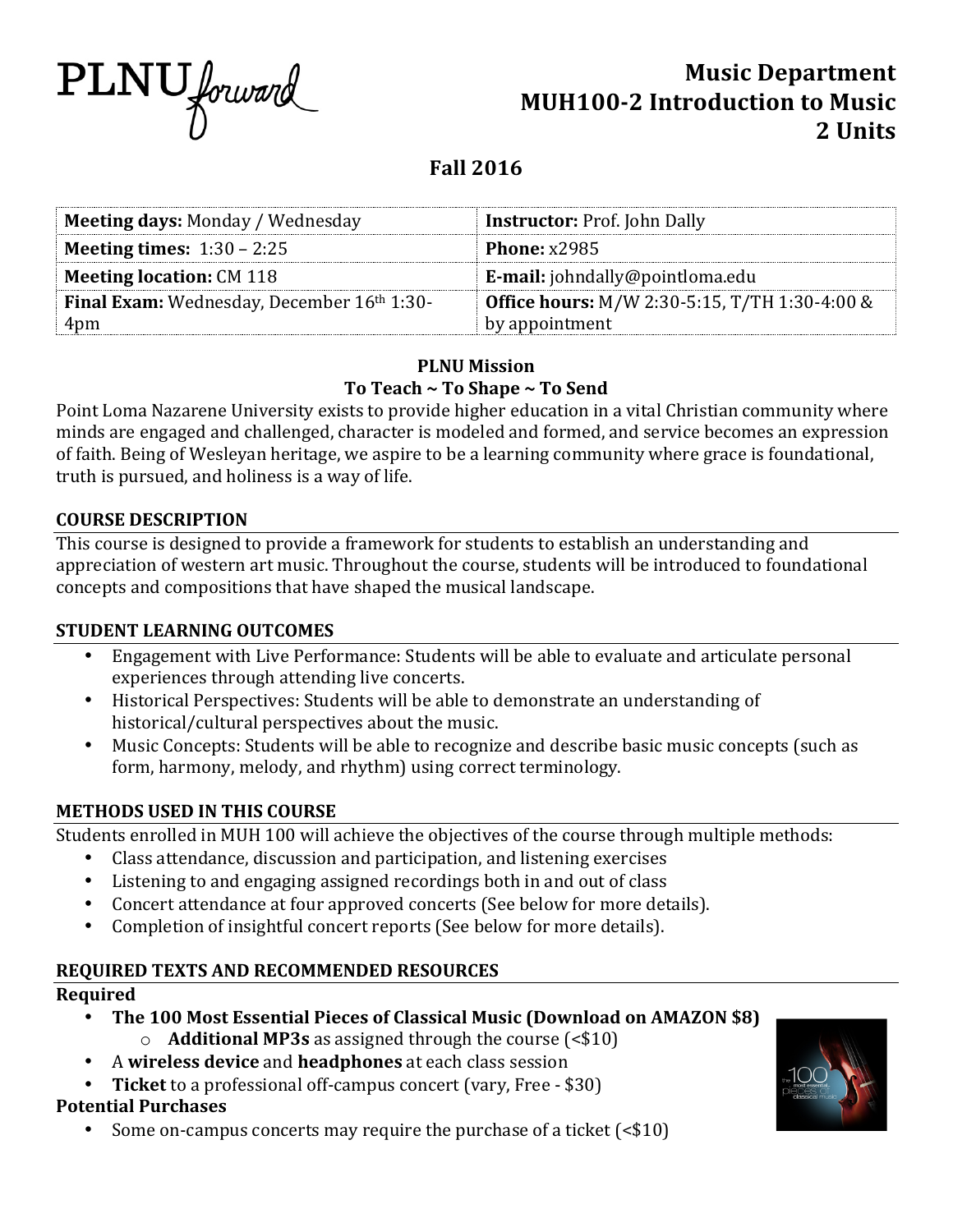PLNU forward

# Music Department
# MUH100-2 Introduction to Music
# 2 Units

## Fall 2016

| **Meeting days:** Monday / Wednesday | **Instructor:** Prof. John Dally |
|---|---|
| **Meeting times:** 1:30 – 2:25 | **Phone:** x2985 |
| **Meeting location:** CM 118 | **E-mail:** johndally@pointloma.edu |
| **Final Exam:** Wednesday, December 16th 1:30-4pm | **Office hours:** M/W 2:30-5:15, T/TH 1:30-4:00 & by appointment |

**PLNU Mission**

**To Teach ~ To Shape ~ To Send**

Point Loma Nazarene University exists to provide higher education in a vital Christian community where minds are engaged and challenged, character is modeled and formed, and service becomes an expression of faith. Being of Wesleyan heritage, we aspire to be a learning community where grace is foundational, truth is pursued, and holiness is a way of life.

### COURSE DESCRIPTION

This course is designed to provide a framework for students to establish an understanding and appreciation of western art music. Throughout the course, students will be introduced to foundational concepts and compositions that have shaped the musical landscape.

### STUDENT LEARNING OUTCOMES

- Engagement with Live Performance: Students will be able to evaluate and articulate personal experiences through attending live concerts.
- Historical Perspectives: Students will be able to demonstrate an understanding of historical/cultural perspectives about the music.
- Music Concepts: Students will be able to recognize and describe basic music concepts (such as form, harmony, melody, and rhythm) using correct terminology.

### METHODS USED IN THIS COURSE

Students enrolled in MUH 100 will achieve the objectives of the course through multiple methods:

- Class attendance, discussion and participation, and listening exercises
- Listening to and engaging assigned recordings both in and out of class
- Concert attendance at four approved concerts (See below for more details).
- Completion of insightful concert reports (See below for more details).

### REQUIRED TEXTS AND RECOMMENDED RESOURCES

**Required**

- **The 100 Most Essential Pieces of Classical Music (Download on AMAZON $8)**
  - **Additional MP3s** as assigned through the course (<$10)
- A **wireless device** and **headphones** at each class session
- **Ticket** to a professional off-campus concert (vary, Free - $30)

**Potential Purchases**

- Some on-campus concerts may require the purchase of a ticket (<$10)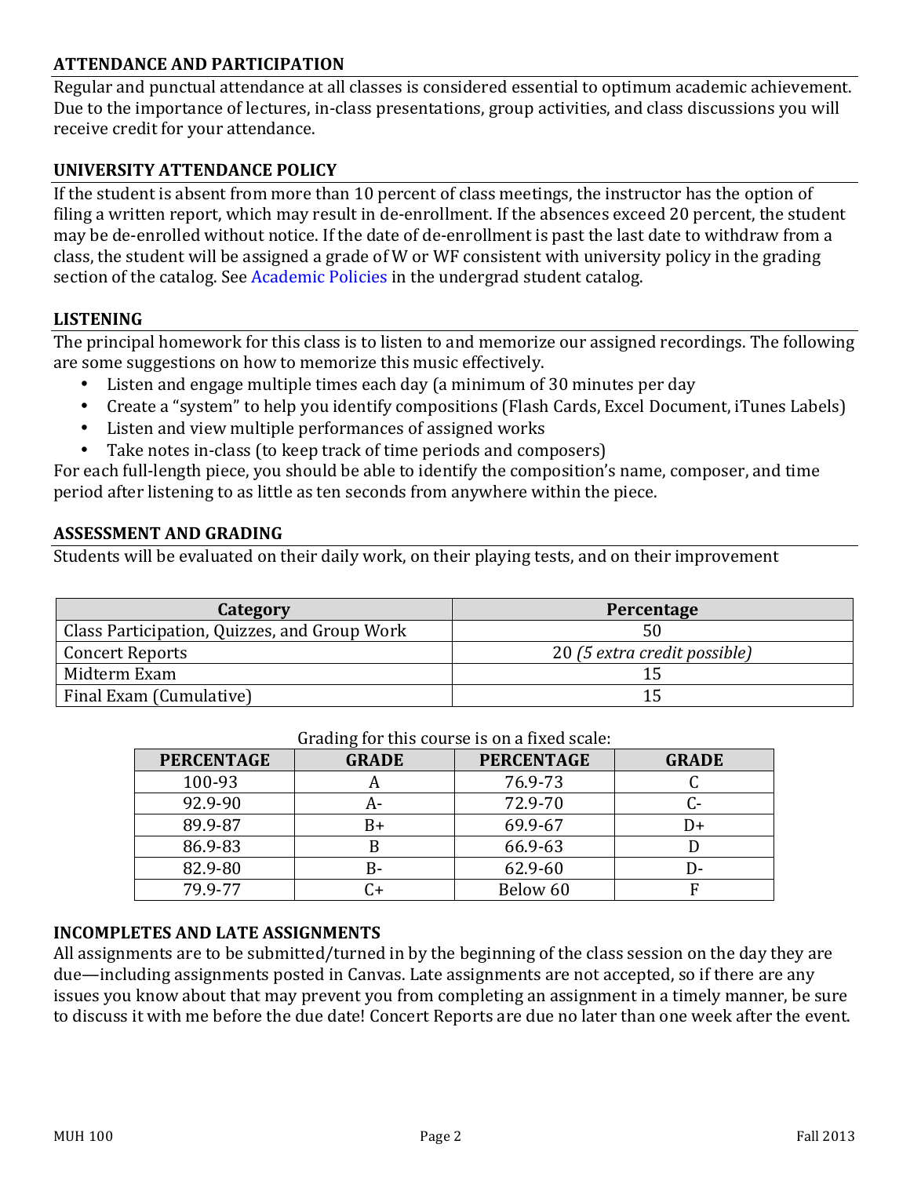## ATTENDANCE AND PARTICIPATION

Regular and punctual attendance at all classes is considered essential to optimum academic achievement. Due to the importance of lectures, in-class presentations, group activities, and class discussions you will receive credit for your attendance.

## UNIVERSITY ATTENDANCE POLICY

If the student is absent from more than 10 percent of class meetings, the instructor has the option of filing a written report, which may result in de-enrollment. If the absences exceed 20 percent, the student may be de-enrolled without notice. If the date of de-enrollment is past the last date to withdraw from a class, the student will be assigned a grade of W or WF consistent with university policy in the grading section of the catalog. See Academic Policies in the undergrad student catalog.

## LISTENING

The principal homework for this class is to listen to and memorize our assigned recordings. The following are some suggestions on how to memorize this music effectively.

- Listen and engage multiple times each day (a minimum of 30 minutes per day
- Create a "system" to help you identify compositions (Flash Cards, Excel Document, iTunes Labels)
- Listen and view multiple performances of assigned works
- Take notes in-class (to keep track of time periods and composers)

For each full-length piece, you should be able to identify the composition's name, composer, and time period after listening to as little as ten seconds from anywhere within the piece.

## ASSESSMENT AND GRADING

Students will be evaluated on their daily work, on their playing tests, and on their improvement

| Category | Percentage |
|---|---|
| Class Participation, Quizzes, and Group Work | 50 |
| Concert Reports | 20 *(5 extra credit possible)* |
| Midterm Exam | 15 |
| Final Exam (Cumulative) | 15 |

Grading for this course is on a fixed scale:

| PERCENTAGE | GRADE | PERCENTAGE | GRADE |
|---|---|---|---|
| 100-93 | A | 76.9-73 | C |
| 92.9-90 | A- | 72.9-70 | C- |
| 89.9-87 | B+ | 69.9-67 | D+ |
| 86.9-83 | B | 66.9-63 | D |
| 82.9-80 | B- | 62.9-60 | D- |
| 79.9-77 | C+ | Below 60 | F |

## INCOMPLETES AND LATE ASSIGNMENTS

All assignments are to be submitted/turned in by the beginning of the class session on the day they are due—including assignments posted in Canvas. Late assignments are not accepted, so if there are any issues you know about that may prevent you from completing an assignment in a timely manner, be sure to discuss it with me before the due date! Concert Reports are due no later than one week after the event.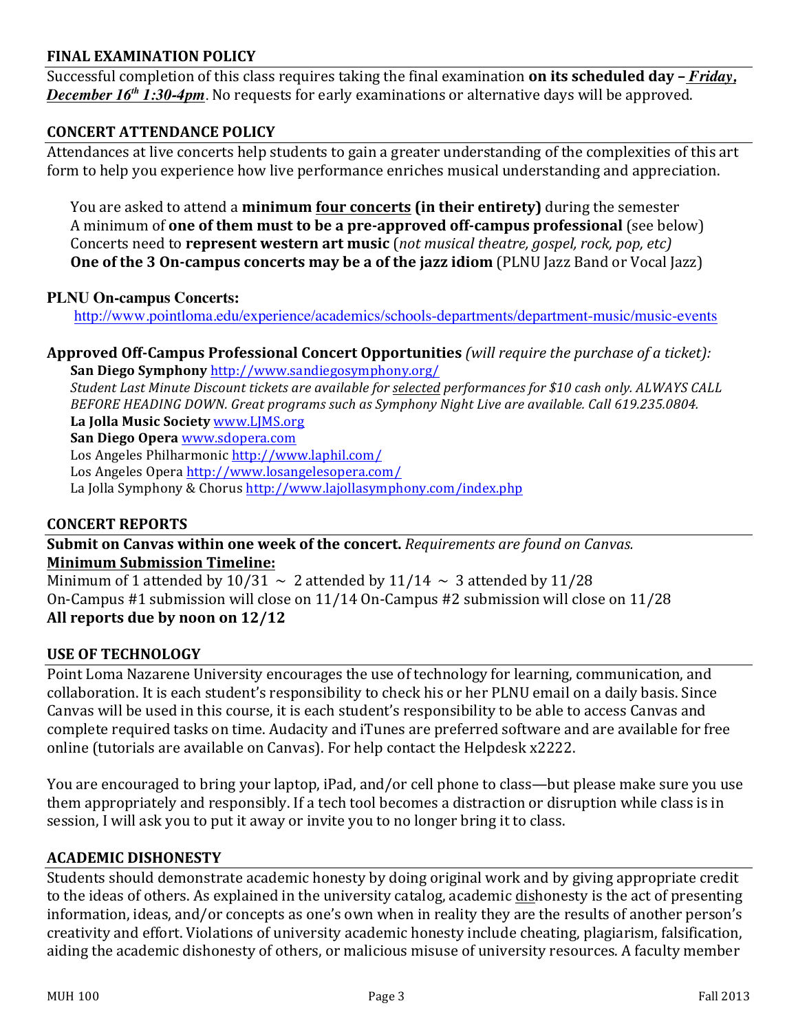## FINAL EXAMINATION POLICY

Successful completion of this class requires taking the final examination **on its scheduled day – *Friday, December 16th 1:30-4pm***. No requests for early examinations or alternative days will be approved.

## CONCERT ATTENDANCE POLICY

Attendances at live concerts help students to gain a greater understanding of the complexities of this art form to help you experience how live performance enriches musical understanding and appreciation.

You are asked to attend a **minimum four concerts (in their entirety)** during the semester
A minimum of **one of them must to be a pre-approved off-campus professional** (see below)
Concerts need to **represent western art music** (*not musical theatre, gospel, rock, pop, etc)*
**One of the 3 On-campus concerts may be a of the jazz idiom** (PLNU Jazz Band or Vocal Jazz)

**PLNU On-campus Concerts:**

http://www.pointloma.edu/experience/academics/schools-departments/department-music/music-events

**Approved Off-Campus Professional Concert Opportunities** *(will require the purchase of a ticket):*

**San Diego Symphony** http://www.sandiegosymphony.org/
*Student Last Minute Discount tickets are available for selected performances for $10 cash only. ALWAYS CALL BEFORE HEADING DOWN. Great programs such as Symphony Night Live are available. Call 619.235.0804.*
**La Jolla Music Society** www.LJMS.org
**San Diego Opera** www.sdopera.com
Los Angeles Philharmonic http://www.laphil.com/
Los Angeles Opera http://www.losangelesopera.com/
La Jolla Symphony & Chorus http://www.lajollasymphony.com/index.php

## CONCERT REPORTS

**Submit on Canvas within one week of the concert.** *Requirements are found on Canvas.*
**Minimum Submission Timeline:**
Minimum of 1 attended by 10/31 ~ 2 attended by 11/14 ~ 3 attended by 11/28
On-Campus #1 submission will close on 11/14 On-Campus #2 submission will close on 11/28
**All reports due by noon on 12/12**

## USE OF TECHNOLOGY

Point Loma Nazarene University encourages the use of technology for learning, communication, and collaboration. It is each student's responsibility to check his or her PLNU email on a daily basis. Since Canvas will be used in this course, it is each student's responsibility to be able to access Canvas and complete required tasks on time. Audacity and iTunes are preferred software and are available for free online (tutorials are available on Canvas). For help contact the Helpdesk x2222.

You are encouraged to bring your laptop, iPad, and/or cell phone to class—but please make sure you use them appropriately and responsibly. If a tech tool becomes a distraction or disruption while class is in session, I will ask you to put it away or invite you to no longer bring it to class.

## ACADEMIC DISHONESTY

Students should demonstrate academic honesty by doing original work and by giving appropriate credit to the ideas of others. As explained in the university catalog, academic dishonesty is the act of presenting information, ideas, and/or concepts as one's own when in reality they are the results of another person's creativity and effort. Violations of university academic honesty include cheating, plagiarism, falsification, aiding the academic dishonesty of others, or malicious misuse of university resources. A faculty member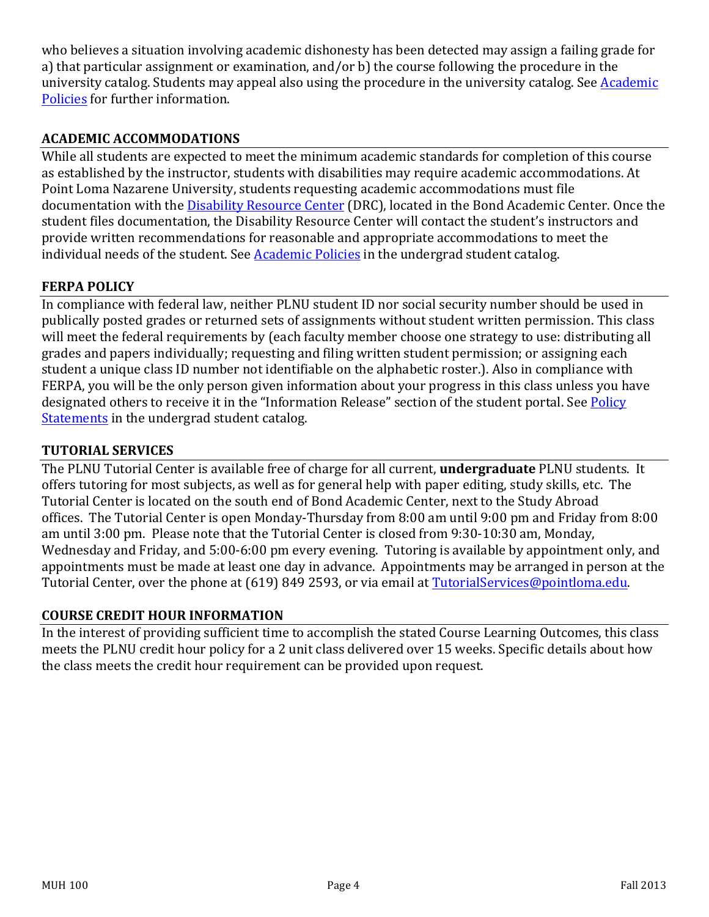who believes a situation involving academic dishonesty has been detected may assign a failing grade for a) that particular assignment or examination, and/or b) the course following the procedure in the university catalog. Students may appeal also using the procedure in the university catalog. See Academic Policies for further information.

## ACADEMIC ACCOMMODATIONS

While all students are expected to meet the minimum academic standards for completion of this course as established by the instructor, students with disabilities may require academic accommodations. At Point Loma Nazarene University, students requesting academic accommodations must file documentation with the Disability Resource Center (DRC), located in the Bond Academic Center. Once the student files documentation, the Disability Resource Center will contact the student's instructors and provide written recommendations for reasonable and appropriate accommodations to meet the individual needs of the student. See Academic Policies in the undergrad student catalog.

## FERPA POLICY

In compliance with federal law, neither PLNU student ID nor social security number should be used in publically posted grades or returned sets of assignments without student written permission. This class will meet the federal requirements by (each faculty member choose one strategy to use: distributing all grades and papers individually; requesting and filing written student permission; or assigning each student a unique class ID number not identifiable on the alphabetic roster.). Also in compliance with FERPA, you will be the only person given information about your progress in this class unless you have designated others to receive it in the "Information Release" section of the student portal. See Policy Statements in the undergrad student catalog.

## TUTORIAL SERVICES

The PLNU Tutorial Center is available free of charge for all current, **undergraduate** PLNU students. It offers tutoring for most subjects, as well as for general help with paper editing, study skills, etc. The Tutorial Center is located on the south end of Bond Academic Center, next to the Study Abroad offices. The Tutorial Center is open Monday-Thursday from 8:00 am until 9:00 pm and Friday from 8:00 am until 3:00 pm. Please note that the Tutorial Center is closed from 9:30-10:30 am, Monday, Wednesday and Friday, and 5:00-6:00 pm every evening. Tutoring is available by appointment only, and appointments must be made at least one day in advance. Appointments may be arranged in person at the Tutorial Center, over the phone at (619) 849 2593, or via email at TutorialServices@pointloma.edu.

## COURSE CREDIT HOUR INFORMATION

In the interest of providing sufficient time to accomplish the stated Course Learning Outcomes, this class meets the PLNU credit hour policy for a 2 unit class delivered over 15 weeks. Specific details about how the class meets the credit hour requirement can be provided upon request.